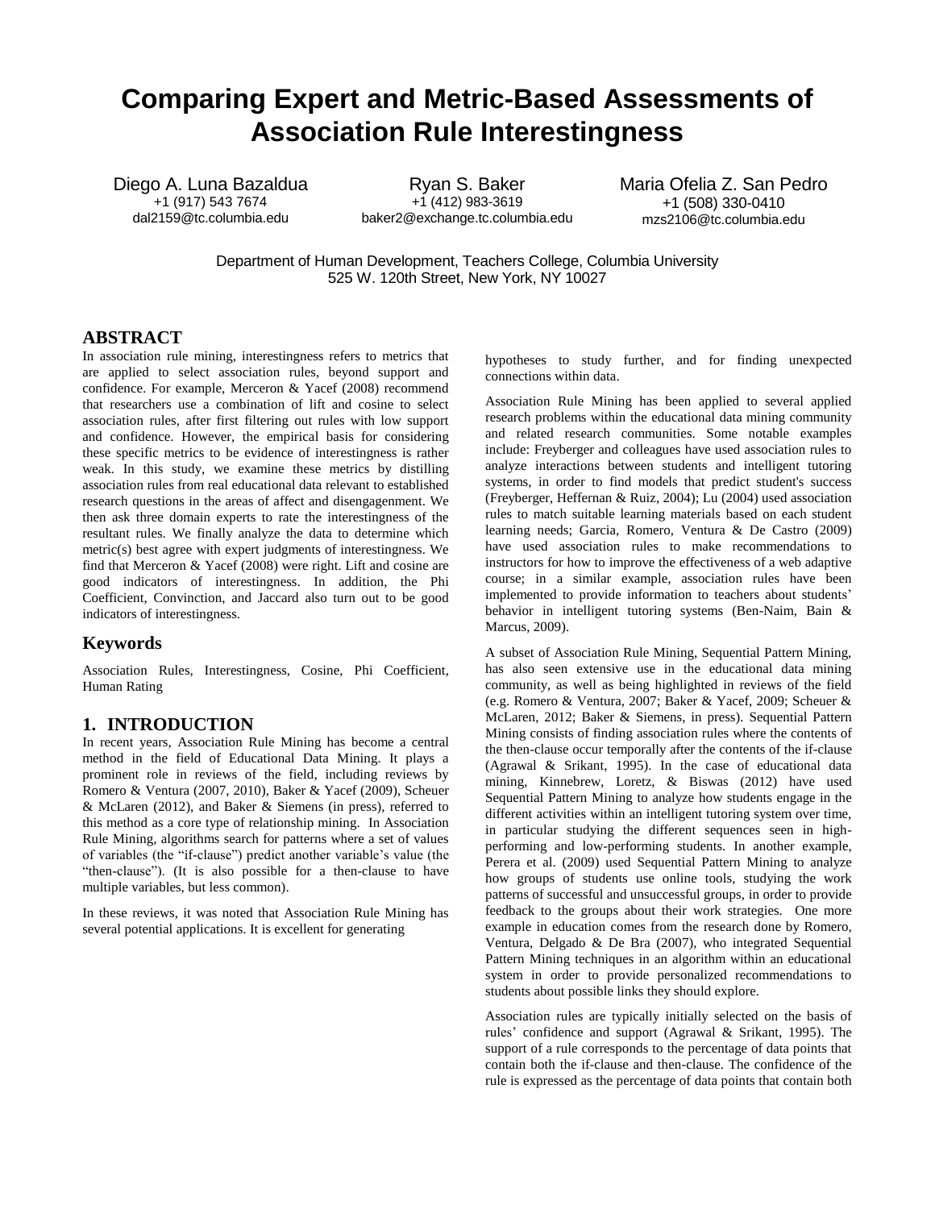# Comparing Expert and Metric-Based Assessments of Association Rule Interestingness

Diego A. Luna Bazaldua
+1 (917) 543 7674
dal2159@tc.columbia.edu

Ryan S. Baker
+1 (412) 983-3619
baker2@exchange.tc.columbia.edu

Maria Ofelia Z. San Pedro
+1 (508) 330-0410
mzs2106@tc.columbia.edu

Department of Human Development, Teachers College, Columbia University
525 W. 120th Street, New York, NY 10027

## ABSTRACT

In association rule mining, interestingness refers to metrics that are applied to select association rules, beyond support and confidence. For example, Merceron & Yacef (2008) recommend that researchers use a combination of lift and cosine to select association rules, after first filtering out rules with low support and confidence. However, the empirical basis for considering these specific metrics to be evidence of interestingness is rather weak. In this study, we examine these metrics by distilling association rules from real educational data relevant to established research questions in the areas of affect and disengagement. We then ask three domain experts to rate the interestingness of the resultant rules. We finally analyze the data to determine which metric(s) best agree with expert judgments of interestingness. We find that Merceron & Yacef (2008) were right. Lift and cosine are good indicators of interestingness. In addition, the Phi Coefficient, Convinction, and Jaccard also turn out to be good indicators of interestingness.

## Keywords

Association Rules, Interestingness, Cosine, Phi Coefficient, Human Rating

## 1. INTRODUCTION

In recent years, Association Rule Mining has become a central method in the field of Educational Data Mining. It plays a prominent role in reviews of the field, including reviews by Romero & Ventura (2007, 2010), Baker & Yacef (2009), Scheuer & McLaren (2012), and Baker & Siemens (in press), referred to this method as a core type of relationship mining. In Association Rule Mining, algorithms search for patterns where a set of values of variables (the "if-clause") predict another variable's value (the "then-clause"). (It is also possible for a then-clause to have multiple variables, but less common).

In these reviews, it was noted that Association Rule Mining has several potential applications. It is excellent for generating hypotheses to study further, and for finding unexpected connections within data.

Association Rule Mining has been applied to several applied research problems within the educational data mining community and related research communities. Some notable examples include: Freyberger and colleagues have used association rules to analyze interactions between students and intelligent tutoring systems, in order to find models that predict student's success (Freyberger, Heffernan & Ruiz, 2004); Lu (2004) used association rules to match suitable learning materials based on each student learning needs; Garcia, Romero, Ventura & De Castro (2009) have used association rules to make recommendations to instructors for how to improve the effectiveness of a web adaptive course; in a similar example, association rules have been implemented to provide information to teachers about students' behavior in intelligent tutoring systems (Ben-Naim, Bain & Marcus, 2009).

A subset of Association Rule Mining, Sequential Pattern Mining, has also seen extensive use in the educational data mining community, as well as being highlighted in reviews of the field (e.g. Romero & Ventura, 2007; Baker & Yacef, 2009; Scheuer & McLaren, 2012; Baker & Siemens, in press). Sequential Pattern Mining consists of finding association rules where the contents of the then-clause occur temporally after the contents of the if-clause (Agrawal & Srikant, 1995). In the case of educational data mining, Kinnebrew, Loretz, & Biswas (2012) have used Sequential Pattern Mining to analyze how students engage in the different activities within an intelligent tutoring system over time, in particular studying the different sequences seen in high-performing and low-performing students. In another example, Perera et al. (2009) used Sequential Pattern Mining to analyze how groups of students use online tools, studying the work patterns of successful and unsuccessful groups, in order to provide feedback to the groups about their work strategies. One more example in education comes from the research done by Romero, Ventura, Delgado & De Bra (2007), who integrated Sequential Pattern Mining techniques in an algorithm within an educational system in order to provide personalized recommendations to students about possible links they should explore.

Association rules are typically initially selected on the basis of rules' confidence and support (Agrawal & Srikant, 1995). The support of a rule corresponds to the percentage of data points that contain both the if-clause and then-clause. The confidence of the rule is expressed as the percentage of data points that contain both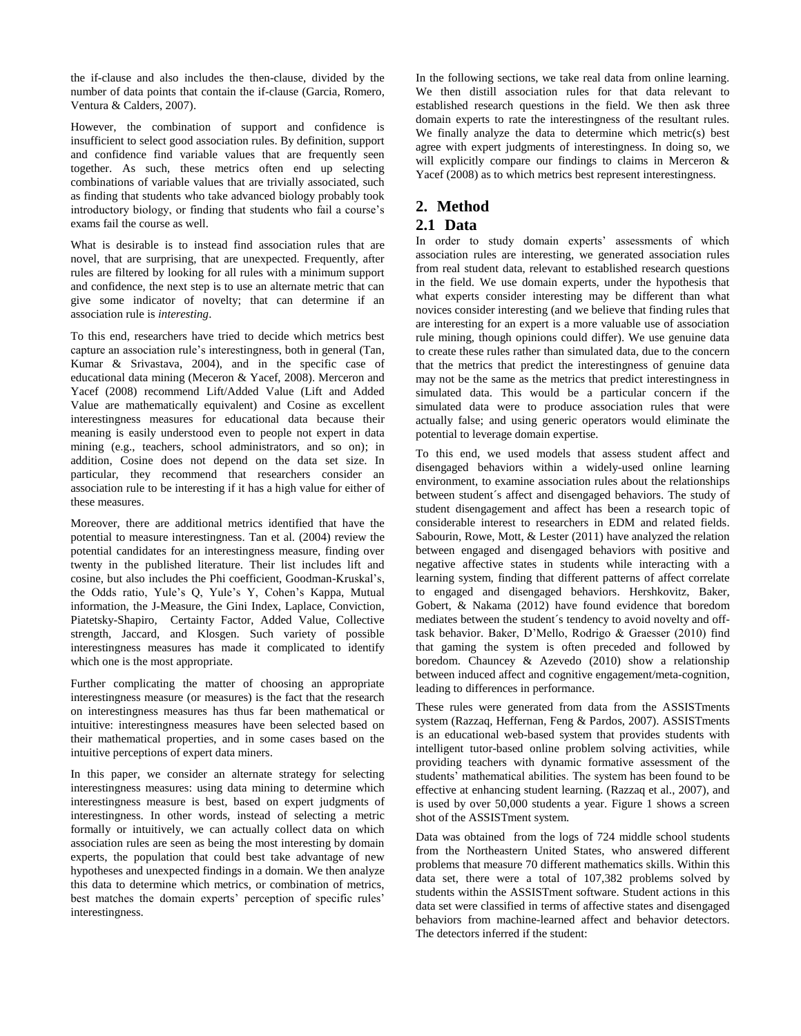the if-clause and also includes the then-clause, divided by the number of data points that contain the if-clause (Garcia, Romero, Ventura & Calders, 2007).

However, the combination of support and confidence is insufficient to select good association rules. By definition, support and confidence find variable values that are frequently seen together. As such, these metrics often end up selecting combinations of variable values that are trivially associated, such as finding that students who take advanced biology probably took introductory biology, or finding that students who fail a course's exams fail the course as well.

What is desirable is to instead find association rules that are novel, that are surprising, that are unexpected. Frequently, after rules are filtered by looking for all rules with a minimum support and confidence, the next step is to use an alternate metric that can give some indicator of novelty; that can determine if an association rule is *interesting*.

To this end, researchers have tried to decide which metrics best capture an association rule's interestingness, both in general (Tan, Kumar & Srivastava, 2004), and in the specific case of educational data mining (Meceron & Yacef, 2008). Merceron and Yacef (2008) recommend Lift/Added Value (Lift and Added Value are mathematically equivalent) and Cosine as excellent interestingness measures for educational data because their meaning is easily understood even to people not expert in data mining (e.g., teachers, school administrators, and so on); in addition, Cosine does not depend on the data set size. In particular, they recommend that researchers consider an association rule to be interesting if it has a high value for either of these measures.

Moreover, there are additional metrics identified that have the potential to measure interestingness. Tan et al. (2004) review the potential candidates for an interestingness measure, finding over twenty in the published literature. Their list includes lift and cosine, but also includes the Phi coefficient, Goodman-Kruskal's, the Odds ratio, Yule's Q, Yule's Y, Cohen's Kappa, Mutual information, the J-Measure, the Gini Index, Laplace, Conviction, Piatetsky-Shapiro, Certainty Factor, Added Value, Collective strength, Jaccard, and Klosgen. Such variety of possible interestingness measures has made it complicated to identify which one is the most appropriate.

Further complicating the matter of choosing an appropriate interestingness measure (or measures) is the fact that the research on interestingness measures has thus far been mathematical or intuitive: interestingness measures have been selected based on their mathematical properties, and in some cases based on the intuitive perceptions of expert data miners.

In this paper, we consider an alternate strategy for selecting interestingness measures: using data mining to determine which interestingness measure is best, based on expert judgments of interestingness. In other words, instead of selecting a metric formally or intuitively, we can actually collect data on which association rules are seen as being the most interesting by domain experts, the population that could best take advantage of new hypotheses and unexpected findings in a domain. We then analyze this data to determine which metrics, or combination of metrics, best matches the domain experts' perception of specific rules' interestingness.

In the following sections, we take real data from online learning. We then distill association rules for that data relevant to established research questions in the field. We then ask three domain experts to rate the interestingness of the resultant rules. We finally analyze the data to determine which metric(s) best agree with expert judgments of interestingness. In doing so, we will explicitly compare our findings to claims in Merceron & Yacef (2008) as to which metrics best represent interestingness.

# 2. Method

## 2.1 Data

In order to study domain experts' assessments of which association rules are interesting, we generated association rules from real student data, relevant to established research questions in the field. We use domain experts, under the hypothesis that what experts consider interesting may be different than what novices consider interesting (and we believe that finding rules that are interesting for an expert is a more valuable use of association rule mining, though opinions could differ). We use genuine data to create these rules rather than simulated data, due to the concern that the metrics that predict the interestingness of genuine data may not be the same as the metrics that predict interestingness in simulated data. This would be a particular concern if the simulated data were to produce association rules that were actually false; and using generic operators would eliminate the potential to leverage domain expertise.

To this end, we used models that assess student affect and disengaged behaviors within a widely-used online learning environment, to examine association rules about the relationships between student´s affect and disengaged behaviors. The study of student disengagement and affect has been a research topic of considerable interest to researchers in EDM and related fields. Sabourin, Rowe, Mott, & Lester (2011) have analyzed the relation between engaged and disengaged behaviors with positive and negative affective states in students while interacting with a learning system, finding that different patterns of affect correlate to engaged and disengaged behaviors. Hershkovitz, Baker, Gobert, & Nakama (2012) have found evidence that boredom mediates between the student´s tendency to avoid novelty and off-task behavior. Baker, D'Mello, Rodrigo & Graesser (2010) find that gaming the system is often preceded and followed by boredom. Chauncey & Azevedo (2010) show a relationship between induced affect and cognitive engagement/meta-cognition, leading to differences in performance.

These rules were generated from data from the ASSISTments system (Razzaq, Heffernan, Feng & Pardos, 2007). ASSISTments is an educational web-based system that provides students with intelligent tutor-based online problem solving activities, while providing teachers with dynamic formative assessment of the students' mathematical abilities. The system has been found to be effective at enhancing student learning. (Razzaq et al., 2007), and is used by over 50,000 students a year. Figure 1 shows a screen shot of the ASSISTment system.

Data was obtained from the logs of 724 middle school students from the Northeastern United States, who answered different problems that measure 70 different mathematics skills. Within this data set, there were a total of 107,382 problems solved by students within the ASSISTment software. Student actions in this data set were classified in terms of affective states and disengaged behaviors from machine-learned affect and behavior detectors. The detectors inferred if the student: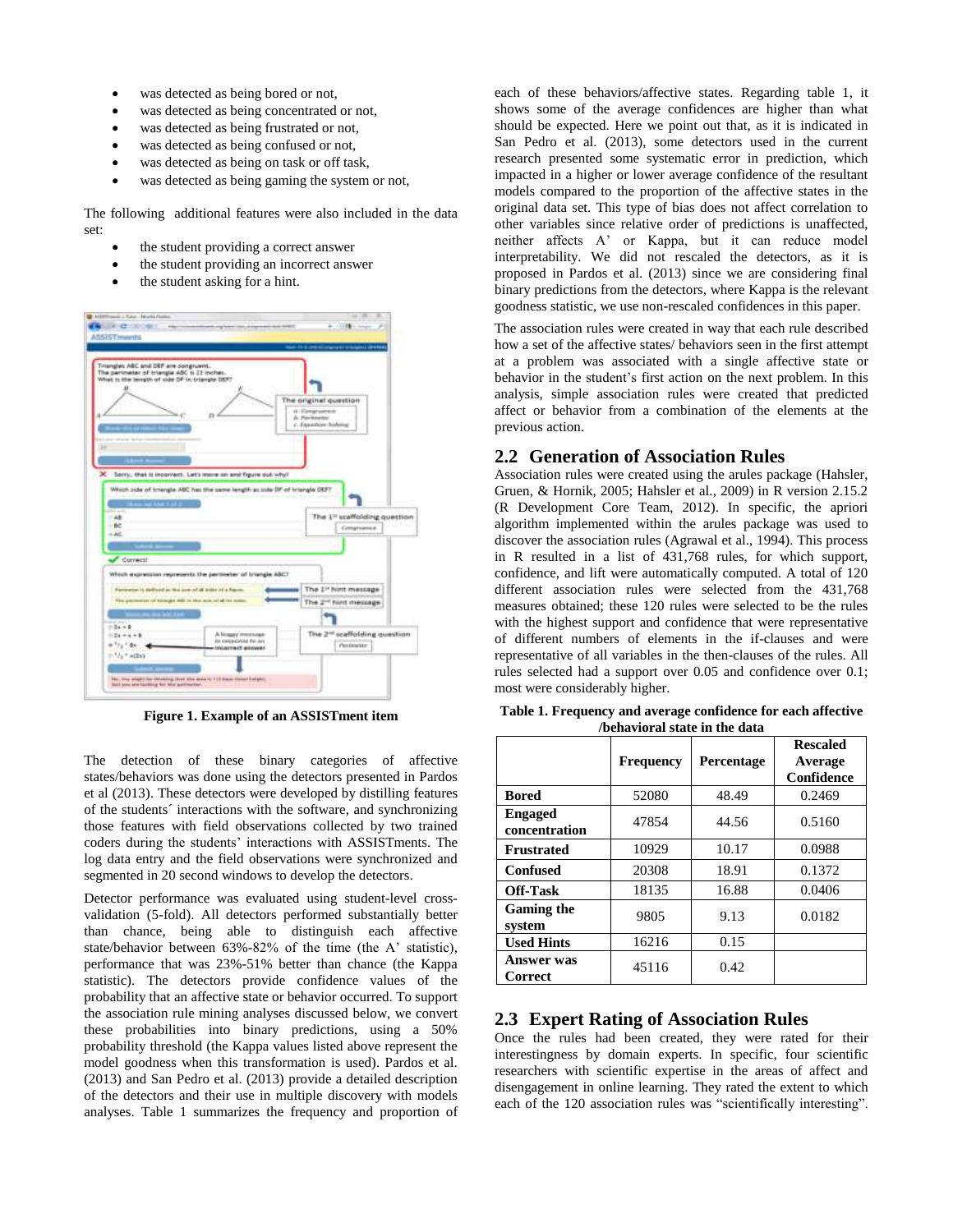- was detected as being bored or not,
- was detected as being concentrated or not,
- was detected as being frustrated or not,
- was detected as being confused or not,
- was detected as being on task or off task,
- was detected as being gaming the system or not,

The following additional features were also included in the data set:

- the student providing a correct answer
- the student providing an incorrect answer
- the student asking for a hint.

**Figure 1. Example of an ASSISTment item**

The detection of these binary categories of affective states/behaviors was done using the detectors presented in Pardos et al (2013). These detectors were developed by distilling features of the students´ interactions with the software, and synchronizing those features with field observations collected by two trained coders during the students' interactions with ASSISTments. The log data entry and the field observations were synchronized and segmented in 20 second windows to develop the detectors.

Detector performance was evaluated using student-level cross-validation (5-fold). All detectors performed substantially better than chance, being able to distinguish each affective state/behavior between 63%-82% of the time (the A' statistic), performance that was 23%-51% better than chance (the Kappa statistic). The detectors provide confidence values of the probability that an affective state or behavior occurred. To support the association rule mining analyses discussed below, we convert these probabilities into binary predictions, using a 50% probability threshold (the Kappa values listed above represent the model goodness when this transformation is used). Pardos et al. (2013) and San Pedro et al. (2013) provide a detailed description of the detectors and their use in multiple discovery with models analyses. Table 1 summarizes the frequency and proportion of each of these behaviors/affective states. Regarding table 1, it shows some of the average confidences are higher than what should be expected. Here we point out that, as it is indicated in San Pedro et al. (2013), some detectors used in the current research presented some systematic error in prediction, which impacted in a higher or lower average confidence of the resultant models compared to the proportion of the affective states in the original data set. This type of bias does not affect correlation to other variables since relative order of predictions is unaffected, neither affects A' or Kappa, but it can reduce model interpretability. We did not rescaled the detectors, as it is proposed in Pardos et al. (2013) since we are considering final binary predictions from the detectors, where Kappa is the relevant goodness statistic, we use non-rescaled confidences in this paper.

The association rules were created in way that each rule described how a set of the affective states/ behaviors seen in the first attempt at a problem was associated with a single affective state or behavior in the student's first action on the next problem. In this analysis, simple association rules were created that predicted affect or behavior from a combination of the elements at the previous action.

## 2.2 Generation of Association Rules

Association rules were created using the arules package (Hahsler, Gruen, & Hornik, 2005; Hahsler et al., 2009) in R version 2.15.2 (R Development Core Team, 2012). In specific, the apriori algorithm implemented within the arules package was used to discover the association rules (Agrawal et al., 1994). This process in R resulted in a list of 431,768 rules, for which support, confidence, and lift were automatically computed. A total of 120 different association rules were selected from the 431,768 measures obtained; these 120 rules were selected to be the rules with the highest support and confidence that were representative of different numbers of elements in the if-clauses and were representative of all variables in the then-clauses of the rules. All rules selected had a support over 0.05 and confidence over 0.1; most were considerably higher.

**Table 1. Frequency and average confidence for each affective /behavioral state in the data**

| | Frequency | Percentage | Rescaled Average Confidence |
|---|---|---|---|
| **Bored** | 52080 | 48.49 | 0.2469 |
| **Engaged concentration** | 47854 | 44.56 | 0.5160 |
| **Frustrated** | 10929 | 10.17 | 0.0988 |
| **Confused** | 20308 | 18.91 | 0.1372 |
| **Off-Task** | 18135 | 16.88 | 0.0406 |
| **Gaming the system** | 9805 | 9.13 | 0.0182 |
| **Used Hints** | 16216 | 0.15 | |
| **Answer was Correct** | 45116 | 0.42 | |

## 2.3 Expert Rating of Association Rules

Once the rules had been created, they were rated for their interestingness by domain experts. In specific, four scientific researchers with scientific expertise in the areas of affect and disengagement in online learning. They rated the extent to which each of the 120 association rules was "scientifically interesting".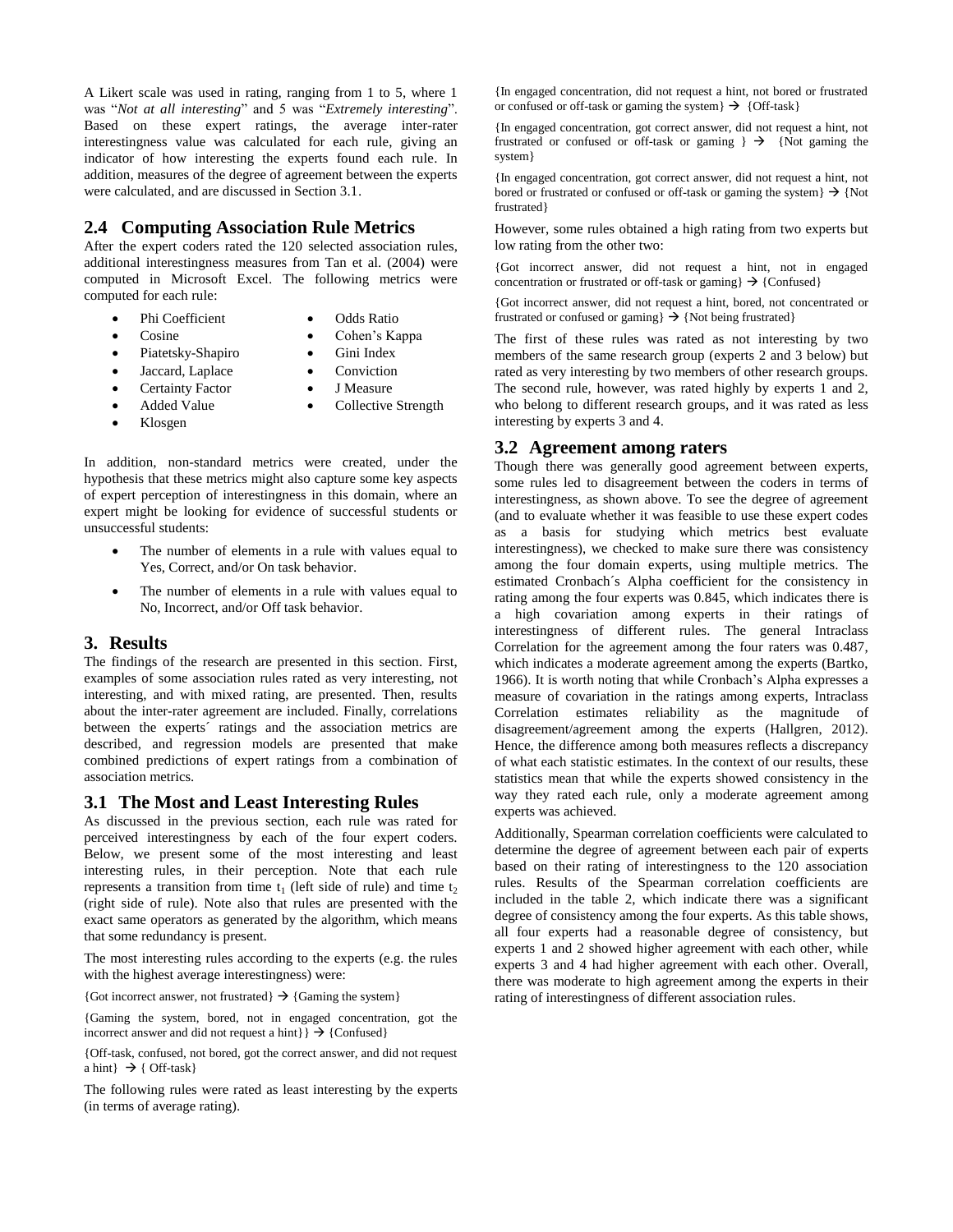A Likert scale was used in rating, ranging from 1 to 5, where 1 was "*Not at all interesting*" and 5 was "*Extremely interesting*". Based on these expert ratings, the average inter-rater interestingness value was calculated for each rule, giving an indicator of how interesting the experts found each rule. In addition, measures of the degree of agreement between the experts were calculated, and are discussed in Section 3.1.

## 2.4 Computing Association Rule Metrics

After the expert coders rated the 120 selected association rules, additional interestingness measures from Tan et al. (2004) were computed in Microsoft Excel. The following metrics were computed for each rule:

- Phi Coefficient
- Cosine
- Piatetsky-Shapiro
- Jaccard, Laplace
- Certainty Factor
- Added Value
- Klosgen
- Odds Ratio
- Cohen's Kappa
- Gini Index
- Conviction
- J Measure
- Collective Strength

In addition, non-standard metrics were created, under the hypothesis that these metrics might also capture some key aspects of expert perception of interestingness in this domain, where an expert might be looking for evidence of successful students or unsuccessful students:

- The number of elements in a rule with values equal to Yes, Correct, and/or On task behavior.
- The number of elements in a rule with values equal to No, Incorrect, and/or Off task behavior.

# 3. Results

The findings of the research are presented in this section. First, examples of some association rules rated as very interesting, not interesting, and with mixed rating, are presented. Then, results about the inter-rater agreement are included. Finally, correlations between the experts´ ratings and the association metrics are described, and regression models are presented that make combined predictions of expert ratings from a combination of association metrics.

## 3.1 The Most and Least Interesting Rules

As discussed in the previous section, each rule was rated for perceived interestingness by each of the four expert coders. Below, we present some of the most interesting and least interesting rules, in their perception. Note that each rule represents a transition from time $t_1$ (left side of rule) and time $t_2$ (right side of rule). Note also that rules are presented with the exact same operators as generated by the algorithm, which means that some redundancy is present.

The most interesting rules according to the experts (e.g. the rules with the highest average interestingness) were:

{Got incorrect answer, not frustrated} → {Gaming the system}

{Gaming the system, bored, not in engaged concentration, got the incorrect answer and did not request a hint}} → {Confused}

{Off-task, confused, not bored, got the correct answer, and did not request a hint} → { Off-task}

The following rules were rated as least interesting by the experts (in terms of average rating).

{In engaged concentration, did not request a hint, not bored or frustrated or confused or off-task or gaming the system} → {Off-task}

{In engaged concentration, got correct answer, did not request a hint, not frustrated or confused or off-task or gaming } → {Not gaming the system}

{In engaged concentration, got correct answer, did not request a hint, not bored or frustrated or confused or off-task or gaming the system} → {Not frustrated}

However, some rules obtained a high rating from two experts but low rating from the other two:

{Got incorrect answer, did not request a hint, not in engaged concentration or frustrated or off-task or gaming} → {Confused}

{Got incorrect answer, did not request a hint, bored, not concentrated or frustrated or confused or gaming} → {Not being frustrated}

The first of these rules was rated as not interesting by two members of the same research group (experts 2 and 3 below) but rated as very interesting by two members of other research groups. The second rule, however, was rated highly by experts 1 and 2, who belong to different research groups, and it was rated as less interesting by experts 3 and 4.

## 3.2 Agreement among raters

Though there was generally good agreement between experts, some rules led to disagreement between the coders in terms of interestingness, as shown above. To see the degree of agreement (and to evaluate whether it was feasible to use these expert codes as a basis for studying which metrics best evaluate interestingness), we checked to make sure there was consistency among the four domain experts, using multiple metrics. The estimated Cronbach´s Alpha coefficient for the consistency in rating among the four experts was 0.845, which indicates there is a high covariation among experts in their ratings of interestingness of different rules. The general Intraclass Correlation for the agreement among the four raters was 0.487, which indicates a moderate agreement among the experts (Bartko, 1966). It is worth noting that while Cronbach's Alpha expresses a measure of covariation in the ratings among experts, Intraclass Correlation estimates reliability as the magnitude of disagreement/agreement among the experts (Hallgren, 2012). Hence, the difference among both measures reflects a discrepancy of what each statistic estimates. In the context of our results, these statistics mean that while the experts showed consistency in the way they rated each rule, only a moderate agreement among experts was achieved.

Additionally, Spearman correlation coefficients were calculated to determine the degree of agreement between each pair of experts based on their rating of interestingness to the 120 association rules. Results of the Spearman correlation coefficients are included in the table 2, which indicate there was a significant degree of consistency among the four experts. As this table shows, all four experts had a reasonable degree of consistency, but experts 1 and 2 showed higher agreement with each other, while experts 3 and 4 had higher agreement with each other. Overall, there was moderate to high agreement among the experts in their rating of interestingness of different association rules.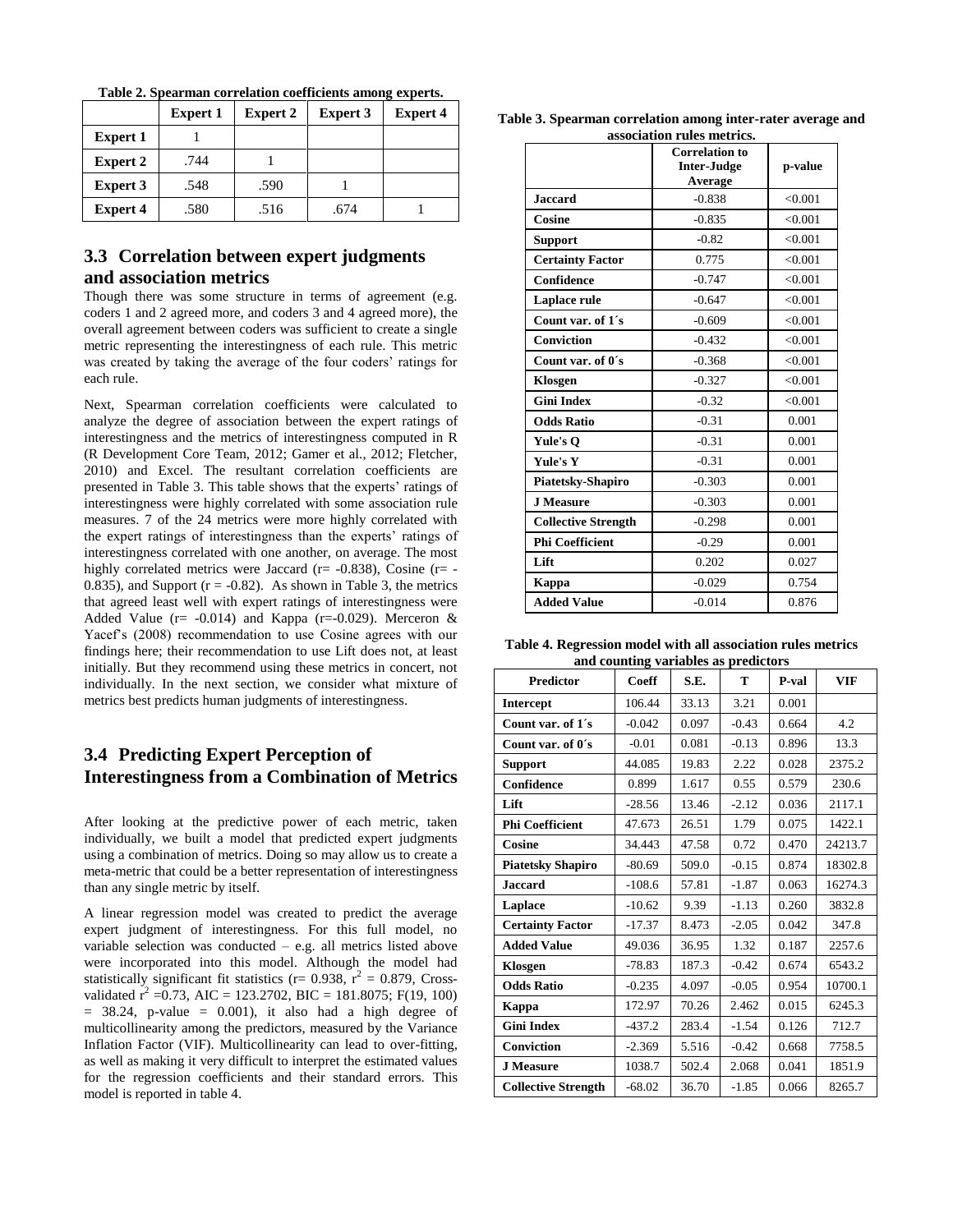**Table 2. Spearman correlation coefficients among experts.**

| | Expert 1 | Expert 2 | Expert 3 | Expert 4 |
|---|---|---|---|---|
| **Expert 1** | 1 | | | |
| **Expert 2** | .744 | 1 | | |
| **Expert 3** | .548 | .590 | 1 | |
| **Expert 4** | .580 | .516 | .674 | 1 |

## 3.3 Correlation between expert judgments and association metrics

Though there was some structure in terms of agreement (e.g. coders 1 and 2 agreed more, and coders 3 and 4 agreed more), the overall agreement between coders was sufficient to create a single metric representing the interestingness of each rule. This metric was created by taking the average of the four coders' ratings for each rule.

Next, Spearman correlation coefficients were calculated to analyze the degree of association between the expert ratings of interestingness and the metrics of interestingness computed in R (R Development Core Team, 2012; Gamer et al., 2012; Fletcher, 2010) and Excel. The resultant correlation coefficients are presented in Table 3. This table shows that the experts' ratings of interestingness were highly correlated with some association rule measures. 7 of the 24 metrics were more highly correlated with the expert ratings of interestingness than the experts' ratings of interestingness correlated with one another, on average. The most highly correlated metrics were Jaccard (r= -0.838), Cosine (r= -0.835), and Support (r = -0.82). As shown in Table 3, the metrics that agreed least well with expert ratings of interestingness were Added Value (r= -0.014) and Kappa (r=-0.029). Merceron & Yacef's (2008) recommendation to use Cosine agrees with our findings here; their recommendation to use Lift does not, at least initially. But they recommend using these metrics in concert, not individually. In the next section, we consider what mixture of metrics best predicts human judgments of interestingness.

## 3.4 Predicting Expert Perception of Interestingness from a Combination of Metrics

After looking at the predictive power of each metric, taken individually, we built a model that predicted expert judgments using a combination of metrics. Doing so may allow us to create a meta-metric that could be a better representation of interestingness than any single metric by itself.

A linear regression model was created to predict the average expert judgment of interestingness. For this full model, no variable selection was conducted – e.g. all metrics listed above were incorporated into this model. Although the model had statistically significant fit statistics (r= 0.938, $r^2$ = 0.879, Cross-validated $r^2$ =0.73, AIC = 123.2702, BIC = 181.8075; F(19, 100) = 38.24, p-value = 0.001), it also had a high degree of multicollinearity among the predictors, measured by the Variance Inflation Factor (VIF). Multicollinearity can lead to over-fitting, as well as making it very difficult to interpret the estimated values for the regression coefficients and their standard errors. This model is reported in table 4.

**Table 3. Spearman correlation among inter-rater average and association rules metrics.**

| | Correlation to Inter-Judge Average | p-value |
|---|---|---|
| **Jaccard** | -0.838 | <0.001 |
| **Cosine** | -0.835 | <0.001 |
| **Support** | -0.82 | <0.001 |
| **Certainty Factor** | 0.775 | <0.001 |
| **Confidence** | -0.747 | <0.001 |
| **Laplace rule** | -0.647 | <0.001 |
| **Count var. of 1´s** | -0.609 | <0.001 |
| **Conviction** | -0.432 | <0.001 |
| **Count var. of 0´s** | -0.368 | <0.001 |
| **Klosgen** | -0.327 | <0.001 |
| **Gini Index** | -0.32 | <0.001 |
| **Odds Ratio** | -0.31 | 0.001 |
| **Yule's Q** | -0.31 | 0.001 |
| **Yule's Y** | -0.31 | 0.001 |
| **Piatetsky-Shapiro** | -0.303 | 0.001 |
| **J Measure** | -0.303 | 0.001 |
| **Collective Strength** | -0.298 | 0.001 |
| **Phi Coefficient** | -0.29 | 0.001 |
| **Lift** | 0.202 | 0.027 |
| **Kappa** | -0.029 | 0.754 |
| **Added Value** | -0.014 | 0.876 |

**Table 4. Regression model with all association rules metrics and counting variables as predictors**

| Predictor | Coeff | S.E. | T | P-val | VIF |
|---|---|---|---|---|---|
| **Intercept** | 106.44 | 33.13 | 3.21 | 0.001 | |
| **Count var. of 1´s** | -0.042 | 0.097 | -0.43 | 0.664 | 4.2 |
| **Count var. of 0´s** | -0.01 | 0.081 | -0.13 | 0.896 | 13.3 |
| **Support** | 44.085 | 19.83 | 2.22 | 0.028 | 2375.2 |
| **Confidence** | 0.899 | 1.617 | 0.55 | 0.579 | 230.6 |
| **Lift** | -28.56 | 13.46 | -2.12 | 0.036 | 2117.1 |
| **Phi Coefficient** | 47.673 | 26.51 | 1.79 | 0.075 | 1422.1 |
| **Cosine** | 34.443 | 47.58 | 0.72 | 0.470 | 24213.7 |
| **Piatetsky Shapiro** | -80.69 | 509.0 | -0.15 | 0.874 | 18302.8 |
| **Jaccard** | -108.6 | 57.81 | -1.87 | 0.063 | 16274.3 |
| **Laplace** | -10.62 | 9.39 | -1.13 | 0.260 | 3832.8 |
| **Certainty Factor** | -17.37 | 8.473 | -2.05 | 0.042 | 347.8 |
| **Added Value** | 49.036 | 36.95 | 1.32 | 0.187 | 2257.6 |
| **Klosgen** | -78.83 | 187.3 | -0.42 | 0.674 | 6543.2 |
| **Odds Ratio** | -0.235 | 4.097 | -0.05 | 0.954 | 10700.1 |
| **Kappa** | 172.97 | 70.26 | 2.462 | 0.015 | 6245.3 |
| **Gini Index** | -437.2 | 283.4 | -1.54 | 0.126 | 712.7 |
| **Conviction** | -2.369 | 5.516 | -0.42 | 0.668 | 7758.5 |
| **J Measure** | 1038.7 | 502.4 | 2.068 | 0.041 | 1851.9 |
| **Collective Strength** | -68.02 | 36.70 | -1.85 | 0.066 | 8265.7 |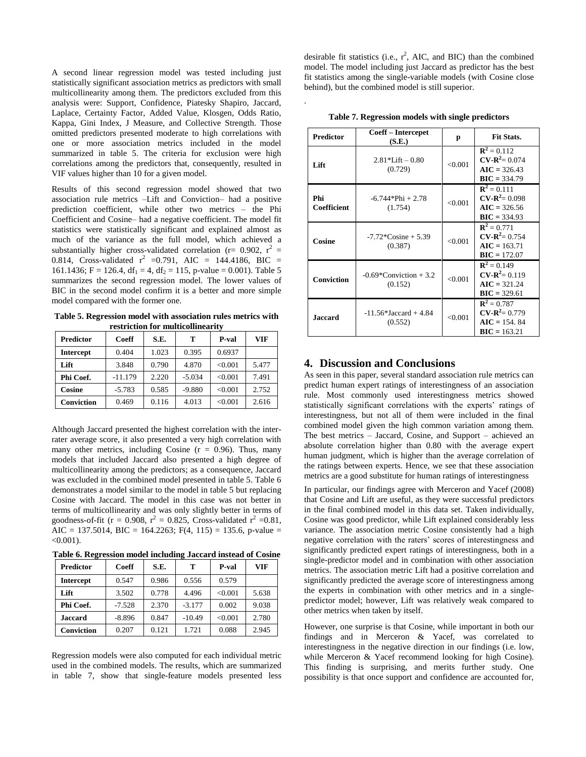A second linear regression model was tested including just statistically significant association metrics as predictors with small multicollinearity among them. The predictors excluded from this analysis were: Support, Confidence, Piatesky Shapiro, Jaccard, Laplace, Certainty Factor, Added Value, Klosgen, Odds Ratio, Kappa, Gini Index, J Measure, and Collective Strength. Those omitted predictors presented moderate to high correlations with one or more association metrics included in the model summarized in table 5. The criteria for exclusion were high correlations among the predictors that, consequently, resulted in VIF values higher than 10 for a given model.

Results of this second regression model showed that two association rule metrics –Lift and Conviction– had a positive prediction coefficient, while other two metrics – the Phi Coefficient and Cosine– had a negative coefficient. The model fit statistics were statistically significant and explained almost as much of the variance as the full model, which achieved a substantially higher cross-validated correlation (r= 0.902, $r^2$ = 0.814, Cross-validated $r^2$ =0.791, AIC = 144.4186, BIC = 161.1436; F = 126.4, $df_1$ = 4, $df_2$ = 115, p-value = 0.001). Table 5 summarizes the second regression model. The lower values of BIC in the second model confirm it is a better and more simple model compared with the former one.

**Table 5. Regression model with association rules metrics with restriction for multicollinearity**

| Predictor | Coeff | S.E. | T | P-val | VIF |
|---|---|---|---|---|---|
| **Intercept** | 0.404 | 1.023 | 0.395 | 0.6937 | |
| **Lift** | 3.848 | 0.790 | 4.870 | <0.001 | 5.477 |
| **Phi Coef.** | -11.179 | 2.220 | -5.034 | <0.001 | 7.491 |
| **Cosine** | -5.783 | 0.585 | -9.880 | <0.001 | 2.752 |
| **Conviction** | 0.469 | 0.116 | 4.013 | <0.001 | 2.616 |

Although Jaccard presented the highest correlation with the inter-rater average score, it also presented a very high correlation with many other metrics, including Cosine (r = 0.96). Thus, many models that included Jaccard also presented a high degree of multicollinearity among the predictors; as a consequence, Jaccard was excluded in the combined model presented in table 5. Table 6 demonstrates a model similar to the model in table 5 but replacing Cosine with Jaccard. The model in this case was not better in terms of multicollinearity and was only slightly better in terms of goodness-of-fit (r = 0.908, $r^2$ = 0.825, Cross-validated $r^2$ =0.81, AIC = 137.5014, BIC = 164.2263; F(4, 115) = 135.6, p-value = <0.001).

**Table 6. Regression model including Jaccard instead of Cosine**

| Predictor | Coeff | S.E. | T | P-val | VIF |
|---|---|---|---|---|---|
| **Intercept** | 0.547 | 0.986 | 0.556 | 0.579 | |
| **Lift** | 3.502 | 0.778 | 4.496 | <0.001 | 5.638 |
| **Phi Coef.** | -7.528 | 2.370 | -3.177 | 0.002 | 9.038 |
| **Jaccard** | -8.896 | 0.847 | -10.49 | <0.001 | 2.780 |
| **Conviction** | 0.207 | 0.121 | 1.721 | 0.088 | 2.945 |

Regression models were also computed for each individual metric used in the combined models. The results, which are summarized in table 7, show that single-feature models presented less desirable fit statistics (i.e., $r^2$, AIC, and BIC) than the combined model. The model including just Jaccard as predictor has the best fit statistics among the single-variable models (with Cosine close behind), but the combined model is still superior.

.

**Table 7. Regression models with single predictors**

| Predictor | Coeff – Intercepet (S.E.) | p | Fit Stats. |
|---|---|---|---|
| **Lift** | 2.81*Lift – 0.80 (0.729) | <0.001 | $\mathbf{R^2}$ = 0.112 **CV-$\mathbf{R^2}$**= 0.074 **AIC** = 326.43 **BIC** = 334.79 |
| **Phi Coefficient** | -6.744*Phi + 2.78 (1.754) | <0.001 | $\mathbf{R^2}$ = 0.111 **CV-$\mathbf{R^2}$**= 0.098 **AIC** = 326.56 **BIC** = 334.93 |
| **Cosine** | -7.72*Cosine + 5.39 (0.387) | <0.001 | $\mathbf{R^2}$ = 0.771 **CV-$\mathbf{R^2}$**= 0.754 **AIC** = 163.71 **BIC** = 172.07 |
| **Conviction** | -0.69*Conviction + 3.2 (0.152) | <0.001 | $\mathbf{R^2}$ = 0.149 **CV-$\mathbf{R^2}$**= 0.119 **AIC** = 321.24 **BIC** = 329.61 |
| **Jaccard** | -11.56*Jaccard + 4.84 (0.552) | <0.001 | $\mathbf{R^2}$ = 0.787 **CV-$\mathbf{R^2}$**= 0.779 **AIC** = 154. 84 **BIC** = 163.21 |

## 4. Discussion and Conclusions

As seen in this paper, several standard association rule metrics can predict human expert ratings of interestingness of an association rule. Most commonly used interestingness metrics showed statistically significant correlations with the experts' ratings of interestingness, but not all of them were included in the final combined model given the high common variation among them. The best metrics – Jaccard, Cosine, and Support – achieved an absolute correlation higher than 0.80 with the average expert human judgment, which is higher than the average correlation of the ratings between experts. Hence, we see that these association metrics are a good substitute for human ratings of interestingness

In particular, our findings agree with Merceron and Yacef (2008) that Cosine and Lift are useful, as they were successful predictors in the final combined model in this data set. Taken individually, Cosine was good predictor, while Lift explained considerably less variance. The association metric Cosine consistently had a high negative correlation with the raters' scores of interestingness and significantly predicted expert ratings of interestingness, both in a single-predictor model and in combination with other association metrics. The association metric Lift had a positive correlation and significantly predicted the average score of interestingness among the experts in combination with other metrics and in a single-predictor model; however, Lift was relatively weak compared to other metrics when taken by itself.

However, one surprise is that Cosine, while important in both our findings and in Merceron & Yacef, was correlated to interestingness in the negative direction in our findings (i.e. low, while Merceron & Yacef recommend looking for high Cosine). This finding is surprising, and merits further study. One possibility is that once support and confidence are accounted for,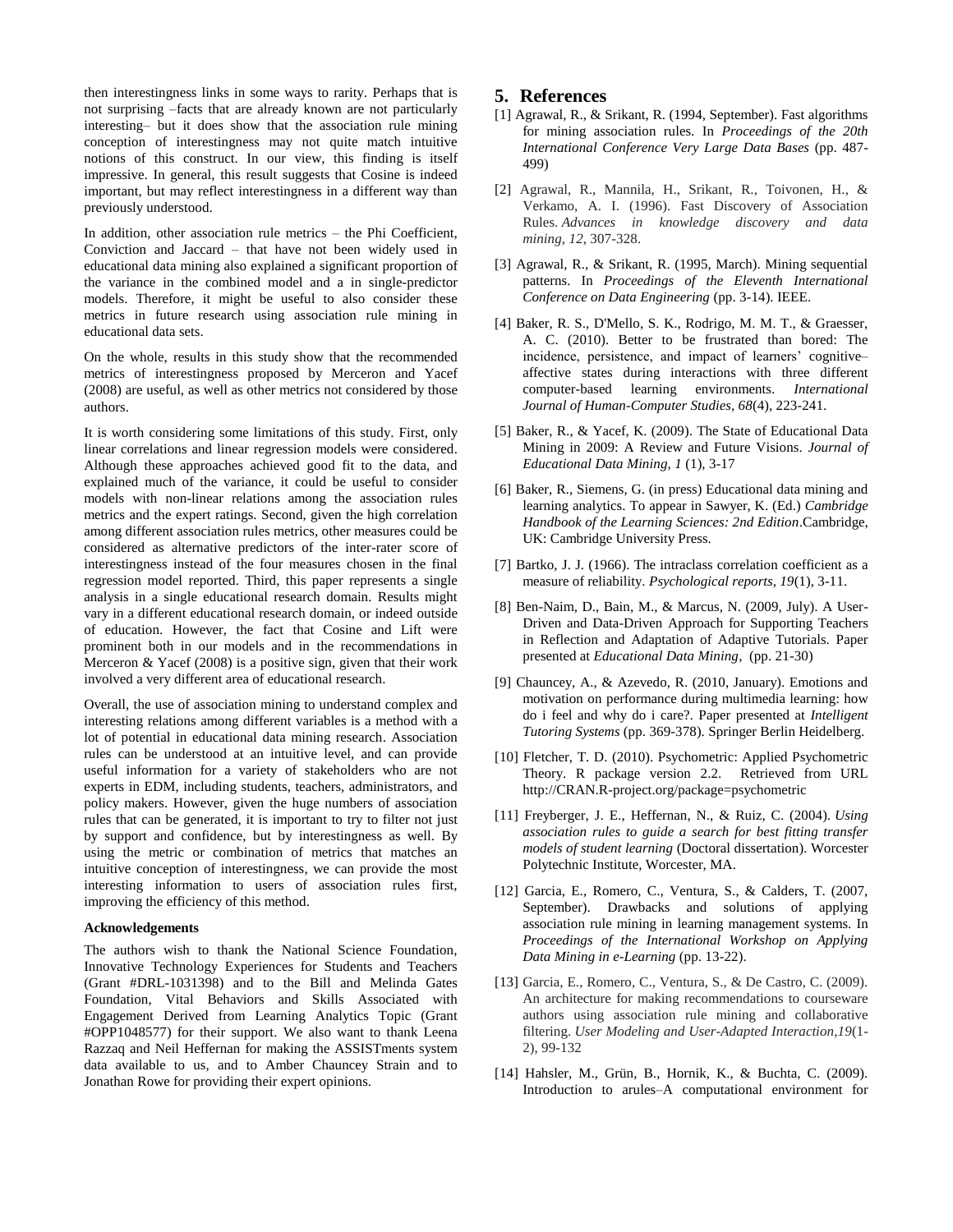then interestingness links in some ways to rarity. Perhaps that is not surprising –facts that are already known are not particularly interesting– but it does show that the association rule mining conception of interestingness may not quite match intuitive notions of this construct. In our view, this finding is itself impressive. In general, this result suggests that Cosine is indeed important, but may reflect interestingness in a different way than previously understood.

In addition, other association rule metrics – the Phi Coefficient, Conviction and Jaccard – that have not been widely used in educational data mining also explained a significant proportion of the variance in the combined model and a in single-predictor models. Therefore, it might be useful to also consider these metrics in future research using association rule mining in educational data sets.

On the whole, results in this study show that the recommended metrics of interestingness proposed by Merceron and Yacef (2008) are useful, as well as other metrics not considered by those authors.

It is worth considering some limitations of this study. First, only linear correlations and linear regression models were considered. Although these approaches achieved good fit to the data, and explained much of the variance, it could be useful to consider models with non-linear relations among the association rules metrics and the expert ratings. Second, given the high correlation among different association rules metrics, other measures could be considered as alternative predictors of the inter-rater score of interestingness instead of the four measures chosen in the final regression model reported. Third, this paper represents a single analysis in a single educational research domain. Results might vary in a different educational research domain, or indeed outside of education. However, the fact that Cosine and Lift were prominent both in our models and in the recommendations in Merceron & Yacef (2008) is a positive sign, given that their work involved a very different area of educational research.

Overall, the use of association mining to understand complex and interesting relations among different variables is a method with a lot of potential in educational data mining research. Association rules can be understood at an intuitive level, and can provide useful information for a variety of stakeholders who are not experts in EDM, including students, teachers, administrators, and policy makers. However, given the huge numbers of association rules that can be generated, it is important to try to filter not just by support and confidence, but by interestingness as well. By using the metric or combination of metrics that matches an intuitive conception of interestingness, we can provide the most interesting information to users of association rules first, improving the efficiency of this method.

**Acknowledgements**

The authors wish to thank the National Science Foundation, Innovative Technology Experiences for Students and Teachers (Grant #DRL-1031398) and to the Bill and Melinda Gates Foundation, Vital Behaviors and Skills Associated with Engagement Derived from Learning Analytics Topic (Grant #OPP1048577) for their support. We also want to thank Leena Razzaq and Neil Heffernan for making the ASSISTments system data available to us, and to Amber Chauncey Strain and to Jonathan Rowe for providing their expert opinions.

## 5. References

[1] Agrawal, R., & Srikant, R. (1994, September). Fast algorithms for mining association rules. In *Proceedings of the 20th International Conference Very Large Data Bases* (pp. 487-499)

[2] Agrawal, R., Mannila, H., Srikant, R., Toivonen, H., & Verkamo, A. I. (1996). Fast Discovery of Association Rules. *Advances in knowledge discovery and data mining*, *12*, 307-328.

[3] Agrawal, R., & Srikant, R. (1995, March). Mining sequential patterns. In *Proceedings of the Eleventh International Conference on Data Engineering* (pp. 3-14). IEEE.

[4] Baker, R. S., D'Mello, S. K., Rodrigo, M. M. T., & Graesser, A. C. (2010). Better to be frustrated than bored: The incidence, persistence, and impact of learners' cognitive–affective states during interactions with three different computer-based learning environments. *International Journal of Human-Computer Studies*, *68*(4), 223-241.

[5] Baker, R., & Yacef, K. (2009). The State of Educational Data Mining in 2009: A Review and Future Visions. *Journal of Educational Data Mining, 1* (1), 3-17

[6] Baker, R., Siemens, G. (in press) Educational data mining and learning analytics. To appear in Sawyer, K. (Ed.) *Cambridge Handbook of the Learning Sciences: 2nd Edition*.Cambridge, UK: Cambridge University Press.

[7] Bartko, J. J. (1966). The intraclass correlation coefficient as a measure of reliability. *Psychological reports*, *19*(1), 3-11.

[8] Ben-Naim, D., Bain, M., & Marcus, N. (2009, July). A User-Driven and Data-Driven Approach for Supporting Teachers in Reflection and Adaptation of Adaptive Tutorials. Paper presented at *Educational Data Mining*, (pp. 21-30)

[9] Chauncey, A., & Azevedo, R. (2010, January). Emotions and motivation on performance during multimedia learning: how do i feel and why do i care?. Paper presented at *Intelligent Tutoring Systems* (pp. 369-378). Springer Berlin Heidelberg.

[10] Fletcher, T. D. (2010). Psychometric: Applied Psychometric Theory. R package version 2.2. Retrieved from URL http://CRAN.R-project.org/package=psychometric

[11] Freyberger, J. E., Heffernan, N., & Ruiz, C. (2004). *Using association rules to guide a search for best fitting transfer models of student learning* (Doctoral dissertation). Worcester Polytechnic Institute, Worcester, MA.

[12] Garcia, E., Romero, C., Ventura, S., & Calders, T. (2007, September). Drawbacks and solutions of applying association rule mining in learning management systems. In *Proceedings of the International Workshop on Applying Data Mining in e-Learning* (pp. 13-22).

[13] Garcia, E., Romero, C., Ventura, S., & De Castro, C. (2009). An architecture for making recommendations to courseware authors using association rule mining and collaborative filtering. *User Modeling and User-Adapted Interaction*,*19*(1-2), 99-132

[14] Hahsler, M., Grün, B., Hornik, K., & Buchta, C. (2009). Introduction to arules–A computational environment for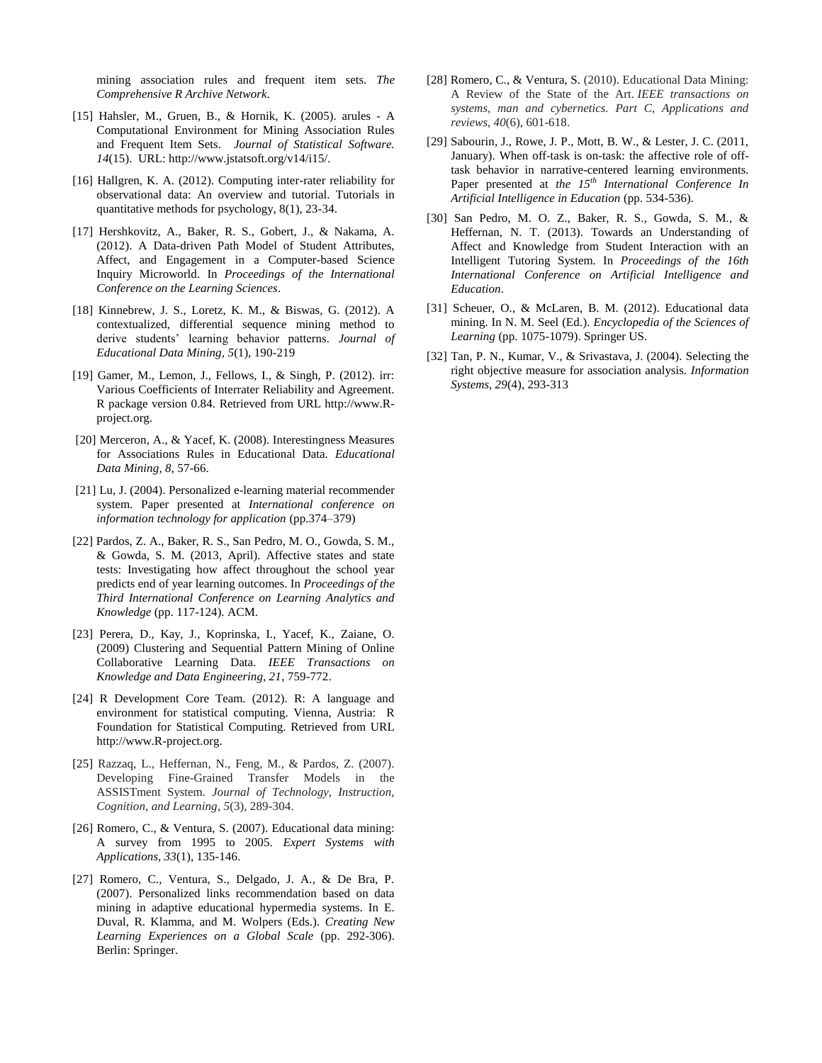mining association rules and frequent item sets. *The Comprehensive R Archive Network.*

[15] Hahsler, M., Gruen, B., & Hornik, K. (2005). arules - A Computational Environment for Mining Association Rules and Frequent Item Sets. *Journal of Statistical Software. 14*(15). URL: http://www.jstatsoft.org/v14/i15/.

[16] Hallgren, K. A. (2012). Computing inter-rater reliability for observational data: An overview and tutorial. Tutorials in quantitative methods for psychology, 8(1), 23-34.

[17] Hershkovitz, A., Baker, R. S., Gobert, J., & Nakama, A. (2012). A Data-driven Path Model of Student Attributes, Affect, and Engagement in a Computer-based Science Inquiry Microworld. In *Proceedings of the International Conference on the Learning Sciences*.

[18] Kinnebrew, J. S., Loretz, K. M., & Biswas, G. (2012). A contextualized, differential sequence mining method to derive students' learning behavior patterns. *Journal of Educational Data Mining, 5*(1), 190-219

[19] Gamer, M., Lemon, J., Fellows, I., & Singh, P. (2012). irr: Various Coefficients of Interrater Reliability and Agreement. R package version 0.84. Retrieved from URL http://www.R-project.org.

[20] Merceron, A., & Yacef, K. (2008). Interestingness Measures for Associations Rules in Educational Data. *Educational Data Mining, 8*, 57-66.

[21] Lu, J. (2004). Personalized e-learning material recommender system. Paper presented at *International conference on information technology for application* (pp.374–379)

[22] Pardos, Z. A., Baker, R. S., San Pedro, M. O., Gowda, S. M., & Gowda, S. M. (2013, April). Affective states and state tests: Investigating how affect throughout the school year predicts end of year learning outcomes. In *Proceedings of the Third International Conference on Learning Analytics and Knowledge* (pp. 117-124). ACM.

[23] Perera, D., Kay, J., Koprinska, I., Yacef, K., Zaiane, O. (2009) Clustering and Sequential Pattern Mining of Online Collaborative Learning Data. *IEEE Transactions on Knowledge and Data Engineering, 21*, 759-772.

[24] R Development Core Team. (2012). R: A language and environment for statistical computing. Vienna, Austria: R Foundation for Statistical Computing. Retrieved from URL http://www.R-project.org.

[25] Razzaq, L., Heffernan, N., Feng, M., & Pardos, Z. (2007). Developing Fine-Grained Transfer Models in the ASSISTment System. *Journal of Technology, Instruction, Cognition, and Learning*, *5*(3), 289-304.

[26] Romero, C., & Ventura, S. (2007). Educational data mining: A survey from 1995 to 2005. *Expert Systems with Applications*, *33*(1), 135-146.

[27] Romero, C., Ventura, S., Delgado, J. A., & De Bra, P. (2007). Personalized links recommendation based on data mining in adaptive educational hypermedia systems. In E. Duval, R. Klamma, and M. Wolpers (Eds.). *Creating New Learning Experiences on a Global Scale* (pp. 292-306). Berlin: Springer.

[28] Romero, C., & Ventura, S. (2010). Educational Data Mining: A Review of the State of the Art. *IEEE transactions on systems, man and cybernetics. Part C, Applications and reviews*, *40*(6), 601-618.

[29] Sabourin, J., Rowe, J. P., Mott, B. W., & Lester, J. C. (2011, January). When off-task is on-task: the affective role of off-task behavior in narrative-centered learning environments. Paper presented at *the 15th International Conference In Artificial Intelligence in Education* (pp. 534-536).

[30] San Pedro, M. O. Z., Baker, R. S., Gowda, S. M., & Heffernan, N. T. (2013). Towards an Understanding of Affect and Knowledge from Student Interaction with an Intelligent Tutoring System. In *Proceedings of the 16th International Conference on Artificial Intelligence and Education*.

[31] Scheuer, O., & McLaren, B. M. (2012). Educational data mining. In N. M. Seel (Ed.). *Encyclopedia of the Sciences of Learning* (pp. 1075-1079). Springer US.

[32] Tan, P. N., Kumar, V., & Srivastava, J. (2004). Selecting the right objective measure for association analysis. *Information Systems*, *29*(4), 293-313